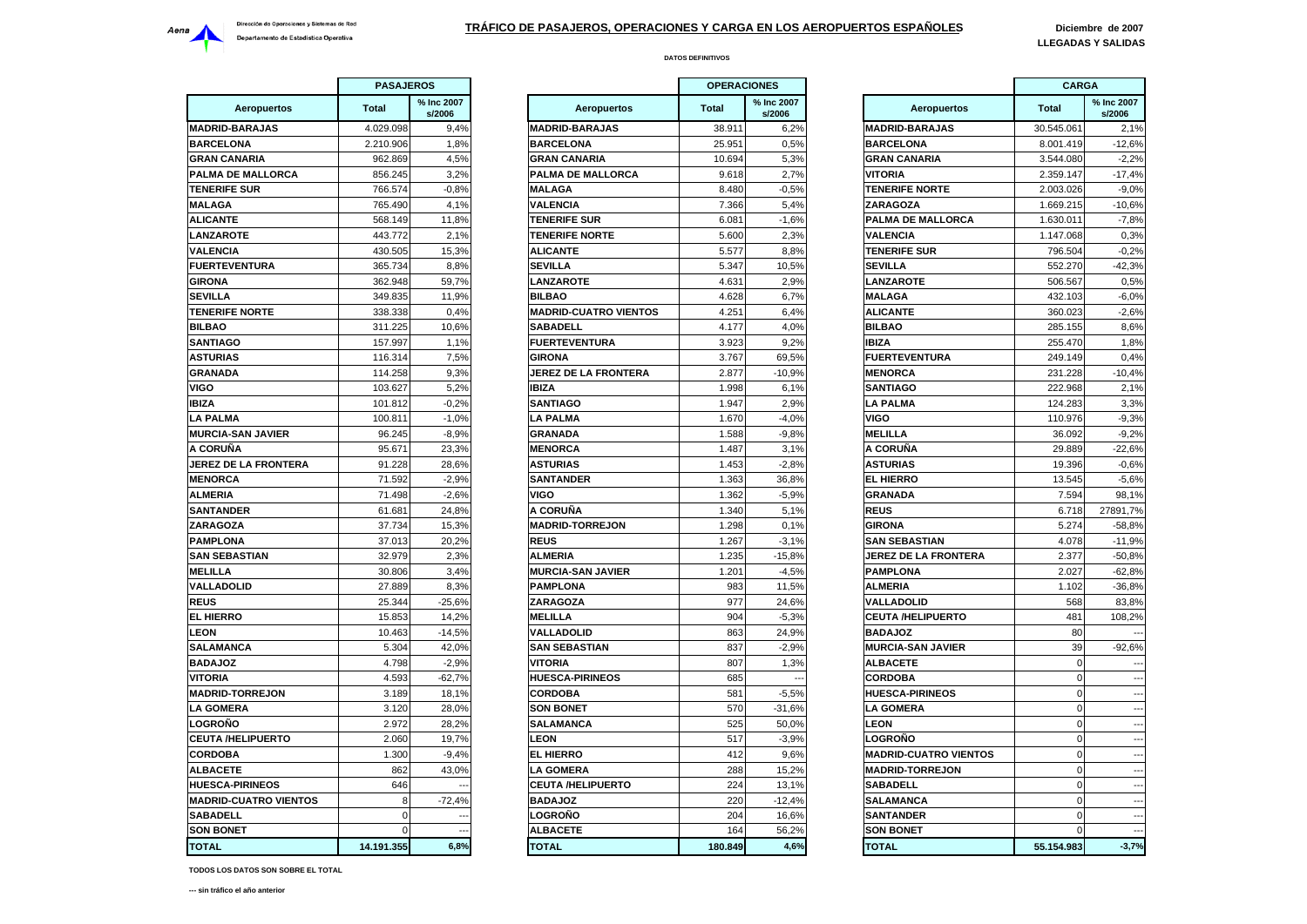Aena

Dirección de Operaciones y Sistemas de Red

Departamento de Estadística Operativa

# TRÁFICO DE PASAJEROS, OPERACIONES Y CARGA EN LOS AEROPUERTOS ESPAÑOLES

**Diciembre de 2007**

**LLEGADAS Y SALIDAS**

DATOS DEFINITIVOS

| | PASAJEROS | |
|---|---|---|
| **Aeropuertos** | **Total** | **% Inc 2007 s/2006** |
| MADRID-BARAJAS | 4.029.098 | 9,4% |
| BARCELONA | 2.210.906 | 1,8% |
| GRAN CANARIA | 962.869 | 4,5% |
| PALMA DE MALLORCA | 856.245 | 3,2% |
| TENERIFE SUR | 766.574 | -0,8% |
| MALAGA | 765.490 | 4,1% |
| ALICANTE | 568.149 | 11,8% |
| LANZAROTE | 443.772 | 2,1% |
| VALENCIA | 430.505 | 15,3% |
| FUERTEVENTURA | 365.734 | 8,8% |
| GIRONA | 362.948 | 59,7% |
| SEVILLA | 349.835 | 11,9% |
| TENERIFE NORTE | 338.338 | 0,4% |
| BILBAO | 311.225 | 10,6% |
| SANTIAGO | 157.997 | 1,1% |
| ASTURIAS | 116.314 | 7,5% |
| GRANADA | 114.258 | 9,3% |
| VIGO | 103.627 | 5,2% |
| IBIZA | 101.812 | -0,2% |
| LA PALMA | 100.811 | -1,0% |
| MURCIA-SAN JAVIER | 96.245 | -8,9% |
| A CORUÑA | 95.671 | 23,3% |
| JEREZ DE LA FRONTERA | 91.228 | 28,6% |
| MENORCA | 71.592 | -2,9% |
| ALMERIA | 71.498 | -2,6% |
| SANTANDER | 61.681 | 24,8% |
| ZARAGOZA | 37.734 | 15,3% |
| PAMPLONA | 37.013 | 20,2% |
| SAN SEBASTIAN | 32.979 | 2,3% |
| MELILLA | 30.806 | 3,4% |
| VALLADOLID | 27.889 | 8,3% |
| REUS | 25.344 | -25,6% |
| EL HIERRO | 15.853 | 14,2% |
| LEON | 10.463 | -14,5% |
| SALAMANCA | 5.304 | 42,0% |
| BADAJOZ | 4.798 | -2,9% |
| VITORIA | 4.593 | -62,7% |
| MADRID-TORREJON | 3.189 | 18,1% |
| LA GOMERA | 3.120 | 28,0% |
| LOGROÑO | 2.972 | 28,2% |
| CEUTA /HELIPUERTO | 2.060 | 19,7% |
| CORDOBA | 1.300 | -9,4% |
| ALBACETE | 862 | 43,0% |
| HUESCA-PIRINEOS | 646 | --- |
| MADRID-CUATRO VIENTOS | 8 | -72,4% |
| SABADELL | 0 | --- |
| SON BONET | 0 | --- |
| **TOTAL** | **14.191.355** | **6,8%** |

| | OPERACIONES | |
|---|---|---|
| **Aeropuertos** | **Total** | **% Inc 2007 s/2006** |
| MADRID-BARAJAS | 38.911 | 6,2% |
| BARCELONA | 25.951 | 0,5% |
| GRAN CANARIA | 10.694 | 5,3% |
| PALMA DE MALLORCA | 9.618 | 2,7% |
| MALAGA | 8.480 | -0,5% |
| VALENCIA | 7.366 | 5,4% |
| TENERIFE SUR | 6.081 | -1,6% |
| TENERIFE NORTE | 5.600 | 2,3% |
| ALICANTE | 5.577 | 8,8% |
| SEVILLA | 5.347 | 10,5% |
| LANZAROTE | 4.631 | 2,9% |
| BILBAO | 4.628 | 6,7% |
| MADRID-CUATRO VIENTOS | 4.251 | 6,4% |
| SABADELL | 4.177 | 4,0% |
| FUERTEVENTURA | 3.923 | 9,2% |
| GIRONA | 3.767 | 69,5% |
| JEREZ DE LA FRONTERA | 2.877 | -10,9% |
| IBIZA | 1.998 | 6,1% |
| SANTIAGO | 1.947 | 2,9% |
| LA PALMA | 1.670 | -4,0% |
| GRANADA | 1.588 | -9,8% |
| MENORCA | 1.487 | 3,1% |
| ASTURIAS | 1.453 | -2,8% |
| SANTANDER | 1.363 | 36,8% |
| VIGO | 1.362 | -5,9% |
| A CORUÑA | 1.340 | 5,1% |
| MADRID-TORREJON | 1.298 | 0,1% |
| REUS | 1.267 | -3,1% |
| ALMERIA | 1.235 | -15,8% |
| MURCIA-SAN JAVIER | 1.201 | -4,5% |
| PAMPLONA | 983 | 11,5% |
| ZARAGOZA | 977 | 24,6% |
| MELILLA | 904 | -5,3% |
| VALLADOLID | 863 | 24,9% |
| SAN SEBASTIAN | 837 | -2,9% |
| VITORIA | 807 | 1,3% |
| HUESCA-PIRINEOS | 685 | --- |
| CORDOBA | 581 | -5,5% |
| SON BONET | 570 | -31,6% |
| SALAMANCA | 525 | 50,0% |
| LEON | 517 | -3,9% |
| EL HIERRO | 412 | 9,6% |
| LA GOMERA | 288 | 15,2% |
| CEUTA /HELIPUERTO | 224 | 13,1% |
| BADAJOZ | 220 | -12,4% |
| LOGROÑO | 204 | 16,6% |
| ALBACETE | 164 | 56,2% |
| **TOTAL** | **180.849** | **4,6%** |

| | CARGA | |
|---|---|---|
| **Aeropuertos** | **Total** | **% Inc 2007 s/2006** |
| MADRID-BARAJAS | 30.545.061 | 2,1% |
| BARCELONA | 8.001.419 | -12,6% |
| GRAN CANARIA | 3.544.080 | -2,2% |
| VITORIA | 2.359.147 | -17,4% |
| TENERIFE NORTE | 2.003.026 | -9,0% |
| ZARAGOZA | 1.669.215 | -10,6% |
| PALMA DE MALLORCA | 1.630.011 | -7,8% |
| VALENCIA | 1.147.068 | 0,3% |
| TENERIFE SUR | 796.504 | -0,2% |
| SEVILLA | 552.270 | -42,3% |
| LANZAROTE | 506.567 | 0,5% |
| MALAGA | 432.103 | -6,0% |
| ALICANTE | 360.023 | -2,6% |
| BILBAO | 285.155 | 8,6% |
| IBIZA | 255.470 | 1,8% |
| FUERTEVENTURA | 249.149 | 0,4% |
| MENORCA | 231.228 | -10,4% |
| SANTIAGO | 222.968 | 2,1% |
| LA PALMA | 124.283 | 3,3% |
| VIGO | 110.976 | -9,3% |
| MELILLA | 36.092 | -9,2% |
| A CORUÑA | 29.889 | -22,6% |
| ASTURIAS | 19.396 | -0,6% |
| EL HIERRO | 13.545 | -5,6% |
| GRANADA | 7.594 | 98,1% |
| REUS | 6.718 | 27891,7% |
| GIRONA | 5.274 | -58,8% |
| SAN SEBASTIAN | 4.078 | -11,9% |
| JEREZ DE LA FRONTERA | 2.377 | -50,8% |
| PAMPLONA | 2.027 | -62,8% |
| ALMERIA | 1.102 | -36,8% |
| VALLADOLID | 568 | 83,8% |
| CEUTA /HELIPUERTO | 481 | 108,2% |
| BADAJOZ | 80 | --- |
| MURCIA-SAN JAVIER | 39 | -92,6% |
| ALBACETE | 0 | --- |
| CORDOBA | 0 | --- |
| HUESCA-PIRINEOS | 0 | --- |
| LA GOMERA | 0 | --- |
| LEON | 0 | --- |
| LOGROÑO | 0 | --- |
| MADRID-CUATRO VIENTOS | 0 | --- |
| MADRID-TORREJON | 0 | --- |
| SABADELL | 0 | --- |
| SALAMANCA | 0 | --- |
| SANTANDER | 0 | --- |
| SON BONET | 0 | --- |
| **TOTAL** | **55.154.983** | **-3,7%** |

TODOS LOS DATOS SON SOBRE EL TOTAL

--- sin tráfico el año anterior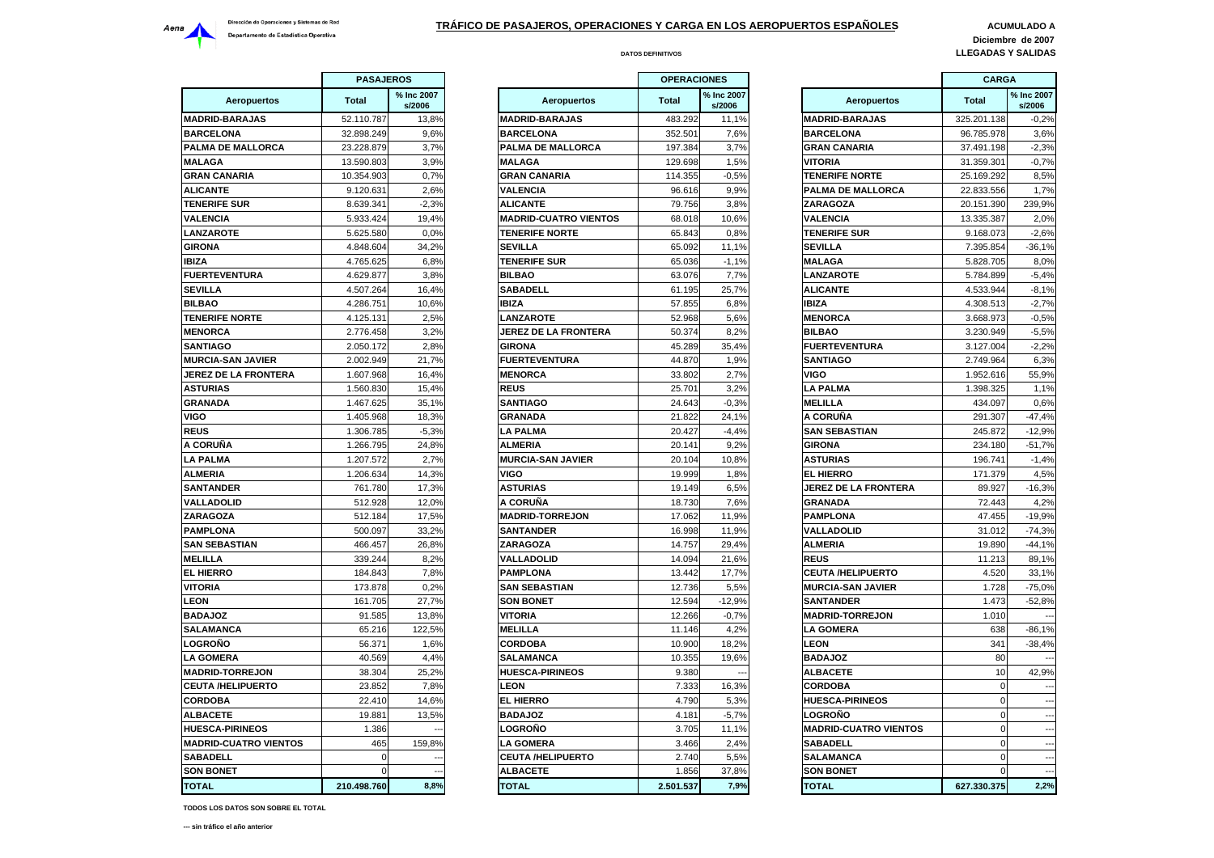Aena

Dirección de Operaciones y Sistemas de Red

Departamento de Estadística Operativa

## TRÁFICO DE PASAJEROS, OPERACIONES Y CARGA EN LOS AEROPUERTOS ESPAÑOLES

**ACUMULADO A**
**Diciembre de 2007**
**LLEGADAS Y SALIDAS**

**DATOS DEFINITIVOS**

| | PASAJEROS | |
|---|---|---|
| **Aeropuertos** | **Total** | **% Inc 2007 s/2006** |
| MADRID-BARAJAS | 52.110.787 | 13,8% |
| BARCELONA | 32.898.249 | 9,6% |
| PALMA DE MALLORCA | 23.228.879 | 3,7% |
| MALAGA | 13.590.803 | 3,9% |
| GRAN CANARIA | 10.354.903 | 0,7% |
| ALICANTE | 9.120.631 | 2,6% |
| TENERIFE SUR | 8.639.341 | -2,3% |
| VALENCIA | 5.933.424 | 19,4% |
| LANZAROTE | 5.625.580 | 0,0% |
| GIRONA | 4.848.604 | 34,2% |
| IBIZA | 4.765.625 | 6,8% |
| FUERTEVENTURA | 4.629.877 | 3,8% |
| SEVILLA | 4.507.264 | 16,4% |
| BILBAO | 4.286.751 | 10,6% |
| TENERIFE NORTE | 4.125.131 | 2,5% |
| MENORCA | 2.776.458 | 3,2% |
| SANTIAGO | 2.050.172 | 2,8% |
| MURCIA-SAN JAVIER | 2.002.949 | 21,7% |
| JEREZ DE LA FRONTERA | 1.607.968 | 16,4% |
| ASTURIAS | 1.560.830 | 15,4% |
| GRANADA | 1.467.625 | 35,1% |
| VIGO | 1.405.968 | 18,3% |
| REUS | 1.306.785 | -5,3% |
| A CORUÑA | 1.266.795 | 24,8% |
| LA PALMA | 1.207.572 | 2,7% |
| ALMERIA | 1.206.634 | 14,3% |
| SANTANDER | 761.780 | 17,3% |
| VALLADOLID | 512.928 | 12,0% |
| ZARAGOZA | 512.184 | 17,5% |
| PAMPLONA | 500.097 | 33,2% |
| SAN SEBASTIAN | 466.457 | 26,8% |
| MELILLA | 339.244 | 8,2% |
| EL HIERRO | 184.843 | 7,8% |
| VITORIA | 173.878 | 0,2% |
| LEON | 161.705 | 27,7% |
| BADAJOZ | 91.585 | 13,8% |
| SALAMANCA | 65.216 | 122,5% |
| LOGROÑO | 56.371 | 1,6% |
| LA GOMERA | 40.569 | 4,4% |
| MADRID-TORREJON | 38.304 | 25,2% |
| CEUTA /HELIPUERTO | 23.852 | 7,8% |
| CORDOBA | 22.410 | 14,6% |
| ALBACETE | 19.881 | 13,5% |
| HUESCA-PIRINEOS | 1.386 | --- |
| MADRID-CUATRO VIENTOS | 465 | 159,8% |
| SABADELL | 0 | --- |
| SON BONET | 0 | --- |
| **TOTAL** | **210.498.760** | **8,8%** |

| | OPERACIONES | |
|---|---|---|
| **Aeropuertos** | **Total** | **% Inc 2007 s/2006** |
| MADRID-BARAJAS | 483.292 | 11,1% |
| BARCELONA | 352.501 | 7,6% |
| PALMA DE MALLORCA | 197.384 | 3,7% |
| MALAGA | 129.698 | 1,5% |
| GRAN CANARIA | 114.355 | -0,5% |
| VALENCIA | 96.616 | 9,9% |
| ALICANTE | 79.756 | 3,8% |
| MADRID-CUATRO VIENTOS | 68.018 | 10,6% |
| TENERIFE NORTE | 65.843 | 0,8% |
| SEVILLA | 65.092 | 11,1% |
| TENERIFE SUR | 65.036 | -1,1% |
| BILBAO | 63.076 | 7,7% |
| SABADELL | 61.195 | 25,7% |
| IBIZA | 57.855 | 6,8% |
| LANZAROTE | 52.968 | 5,6% |
| JEREZ DE LA FRONTERA | 50.374 | 8,2% |
| GIRONA | 45.289 | 35,4% |
| FUERTEVENTURA | 44.870 | 1,9% |
| MENORCA | 33.802 | 2,7% |
| REUS | 25.701 | 3,2% |
| SANTIAGO | 24.643 | -0,3% |
| GRANADA | 21.822 | 24,1% |
| LA PALMA | 20.427 | -4,4% |
| ALMERIA | 20.141 | 9,2% |
| MURCIA-SAN JAVIER | 20.104 | 10,8% |
| VIGO | 19.999 | 1,8% |
| ASTURIAS | 19.149 | 6,5% |
| A CORUÑA | 18.730 | 7,6% |
| MADRID-TORREJON | 17.062 | 11,9% |
| SANTANDER | 16.998 | 11,9% |
| ZARAGOZA | 14.757 | 29,4% |
| VALLADOLID | 14.094 | 21,6% |
| PAMPLONA | 13.442 | 17,7% |
| SAN SEBASTIAN | 12.736 | 5,5% |
| SON BONET | 12.594 | -12,9% |
| VITORIA | 12.266 | -0,7% |
| MELILLA | 11.146 | 4,2% |
| CORDOBA | 10.900 | 18,2% |
| SALAMANCA | 10.355 | 19,6% |
| HUESCA-PIRINEOS | 9.380 | --- |
| LEON | 7.333 | 16,3% |
| EL HIERRO | 4.790 | 5,3% |
| BADAJOZ | 4.181 | -5,7% |
| LOGROÑO | 3.705 | 11,1% |
| LA GOMERA | 3.466 | 2,4% |
| CEUTA /HELIPUERTO | 2.740 | 5,5% |
| ALBACETE | 1.856 | 37,8% |
| **TOTAL** | **2.501.537** | **7,9%** |

| | CARGA | |
|---|---|---|
| **Aeropuertos** | **Total** | **% Inc 2007 s/2006** |
| MADRID-BARAJAS | 325.201.138 | -0,2% |
| BARCELONA | 96.785.978 | 3,6% |
| GRAN CANARIA | 37.491.198 | -2,3% |
| VITORIA | 31.359.301 | -0,7% |
| TENERIFE NORTE | 25.169.292 | 8,5% |
| PALMA DE MALLORCA | 22.833.556 | 1,7% |
| ZARAGOZA | 20.151.390 | 239,9% |
| VALENCIA | 13.335.387 | 2,0% |
| TENERIFE SUR | 9.168.073 | -2,6% |
| SEVILLA | 7.395.854 | -36,1% |
| MALAGA | 5.828.705 | 8,0% |
| LANZAROTE | 5.784.899 | -5,4% |
| ALICANTE | 4.533.944 | -8,1% |
| IBIZA | 4.308.513 | -2,7% |
| MENORCA | 3.668.973 | -0,5% |
| BILBAO | 3.230.949 | -5,5% |
| FUERTEVENTURA | 3.127.004 | -2,2% |
| SANTIAGO | 2.749.964 | 6,3% |
| VIGO | 1.952.616 | 55,9% |
| LA PALMA | 1.398.325 | 1,1% |
| MELILLA | 434.097 | 0,6% |
| A CORUÑA | 291.307 | -47,4% |
| SAN SEBASTIAN | 245.872 | -12,9% |
| GIRONA | 234.180 | -51,7% |
| ASTURIAS | 196.741 | -1,4% |
| EL HIERRO | 171.379 | 4,5% |
| JEREZ DE LA FRONTERA | 89.927 | -16,3% |
| GRANADA | 72.443 | 4,2% |
| PAMPLONA | 47.455 | -19,9% |
| VALLADOLID | 31.012 | -74,3% |
| ALMERIA | 19.890 | -44,1% |
| REUS | 11.213 | 89,1% |
| CEUTA /HELIPUERTO | 4.520 | 33,1% |
| MURCIA-SAN JAVIER | 1.728 | -75,0% |
| SANTANDER | 1.473 | -52,8% |
| MADRID-TORREJON | 1.010 | --- |
| LA GOMERA | 638 | -86,1% |
| LEON | 341 | -38,4% |
| BADAJOZ | 80 | --- |
| ALBACETE | 10 | 42,9% |
| CORDOBA | 0 | --- |
| HUESCA-PIRINEOS | 0 | --- |
| LOGROÑO | 0 | --- |
| MADRID-CUATRO VIENTOS | 0 | --- |
| SABADELL | 0 | --- |
| SALAMANCA | 0 | --- |
| SON BONET | 0 | --- |
| **TOTAL** | **627.330.375** | **2,2%** |

**TODOS LOS DATOS SON SOBRE EL TOTAL**

**--- sin tráfico el año anterior**